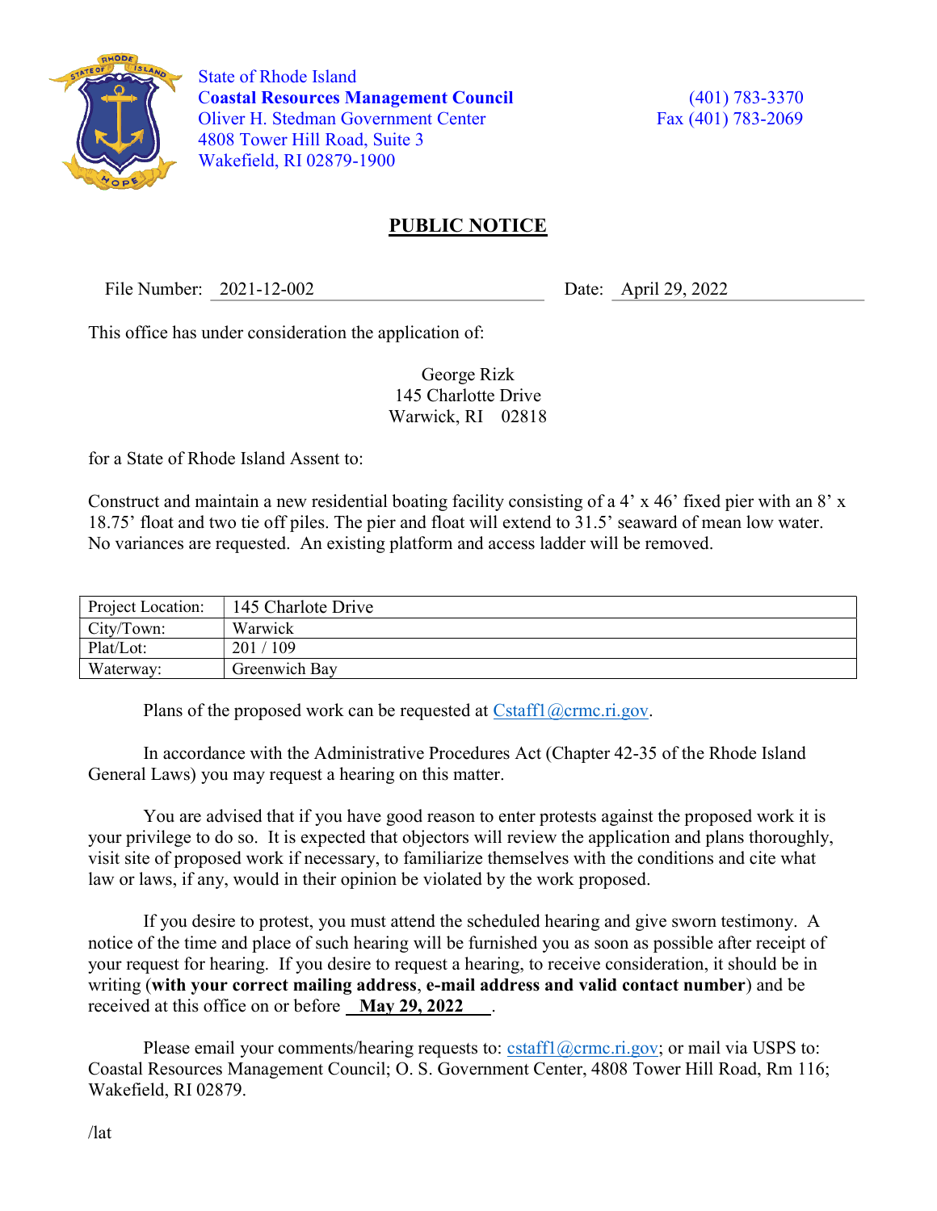State of Rhode Island
**Coastal Resources Management Council**
Oliver H. Stedman Government Center
4808 Tower Hill Road, Suite 3
Wakefield, RI 02879-1900

(401) 783-3370
Fax (401) 783-2069

# PUBLIC NOTICE

File Number: 2021-12-002 Date: April 29, 2022

This office has under consideration the application of:

George Rizk
145 Charlotte Drive
Warwick, RI 02818

for a State of Rhode Island Assent to:

Construct and maintain a new residential boating facility consisting of a 4' x 46' fixed pier with an 8' x 18.75' float and two tie off piles. The pier and float will extend to 31.5' seaward of mean low water. No variances are requested. An existing platform and access ladder will be removed.

| Project Location: | 145 Charlote Drive |
|---|---|
| City/Town: | Warwick |
| Plat/Lot: | 201 / 109 |
| Waterway: | Greenwich Bay |

Plans of the proposed work can be requested at Cstaff1@crmc.ri.gov.

In accordance with the Administrative Procedures Act (Chapter 42-35 of the Rhode Island General Laws) you may request a hearing on this matter.

You are advised that if you have good reason to enter protests against the proposed work it is your privilege to do so. It is expected that objectors will review the application and plans thoroughly, visit site of proposed work if necessary, to familiarize themselves with the conditions and cite what law or laws, if any, would in their opinion be violated by the work proposed.

If you desire to protest, you must attend the scheduled hearing and give sworn testimony. A notice of the time and place of such hearing will be furnished you as soon as possible after receipt of your request for hearing. If you desire to request a hearing, to receive consideration, it should be in writing (**with your correct mailing address**, **e-mail address and valid contact number**) and be received at this office on or before **May 29, 2022**.

Please email your comments/hearing requests to: cstaff1@crmc.ri.gov; or mail via USPS to: Coastal Resources Management Council; O. S. Government Center, 4808 Tower Hill Road, Rm 116; Wakefield, RI 02879.

/lat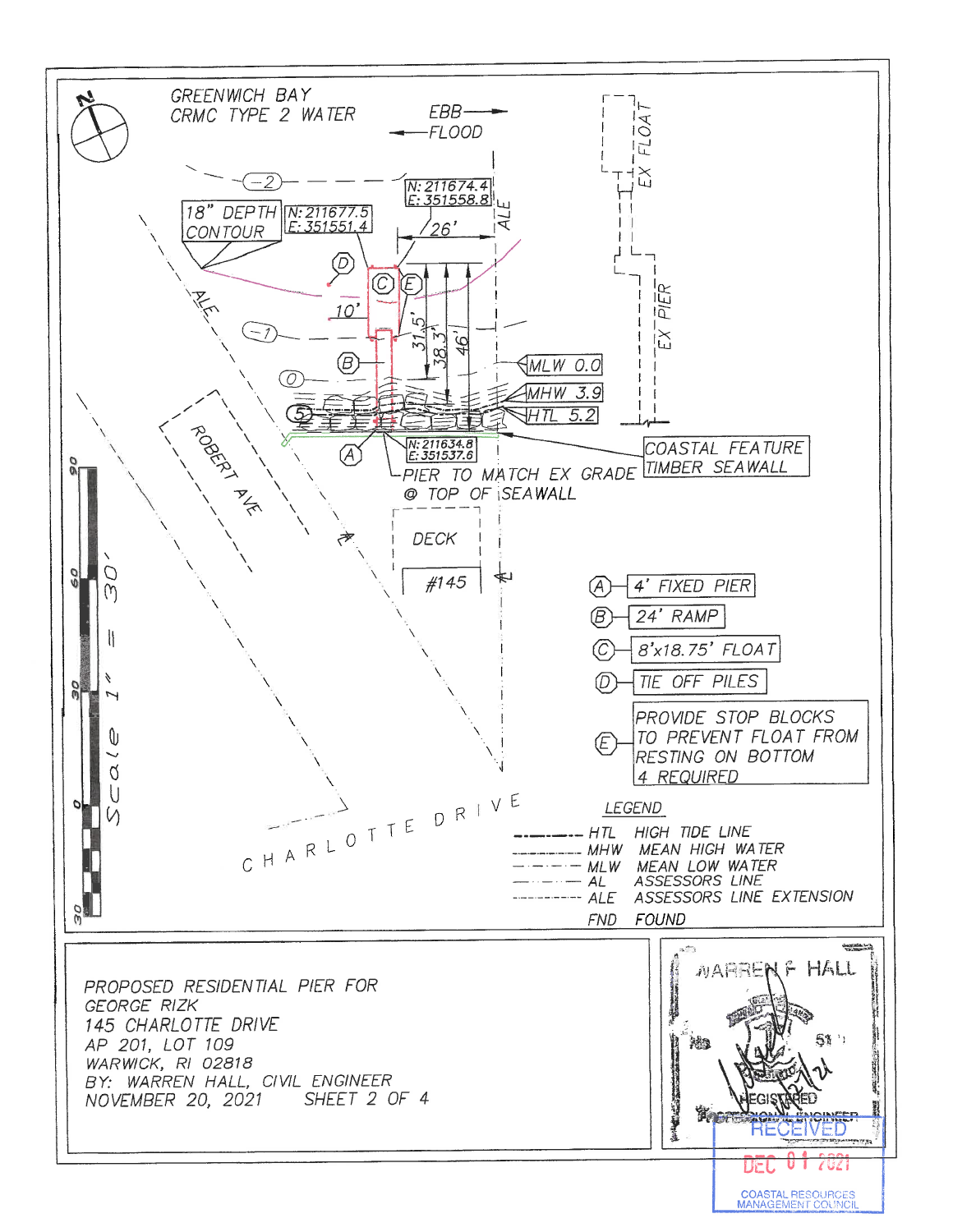GREENWICH BAY
CRMC TYPE 2 WATER

EBB ⟶
⟵ FLOOD

EX FLOAT

EX PIER

18" DEPTH CONTOUR

N: 211677.5
E: 351551.4

N: 211674.4
E: 351558.8

26'

ALE

10'

31.5'

38.3'

46'

MLW 0.0

MHW 3.9

HTL 5.2

N: 211634.8
E: 351537.6

PIER TO MATCH EX GRADE @ TOP OF SEAWALL

COASTAL FEATURE TIMBER SEAWALL

ROBERT AVE

DECK

#145

CHARLOTTE DRIVE

Scale 1" = 30'

| | |
|---|---|
| A | 4' FIXED PIER |
| B | 24' RAMP |
| C | 8'x18.75' FLOAT |
| D | TIE OFF PILES |
| E | PROVIDE STOP BLOCKS TO PREVENT FLOAT FROM RESTING ON BOTTOM 4 REQUIRED |

LEGEND

| | | |
|---|---|---|
| ------ | HTL | HIGH TIDE LINE |
| ------ | MHW | MEAN HIGH WATER |
| ------ | MLW | MEAN LOW WATER |
| ------ | AL | ASSESSORS LINE |
| ------ | ALE | ASSESSORS LINE EXTENSION |
| | FND | FOUND |

PROPOSED RESIDENTIAL PIER FOR
GEORGE RIZK
145 CHARLOTTE DRIVE
AP 201, LOT 109
WARWICK, RI 02818
BY: WARREN HALL, CIVIL ENGINEER
NOVEMBER 20, 2021 SHEET 2 OF 4

WARREN F HALL
REGISTERED PROFESSIONAL ENGINEER

RECEIVED
DEC 01 2021
COASTAL RESOURCES MANAGEMENT COUNCIL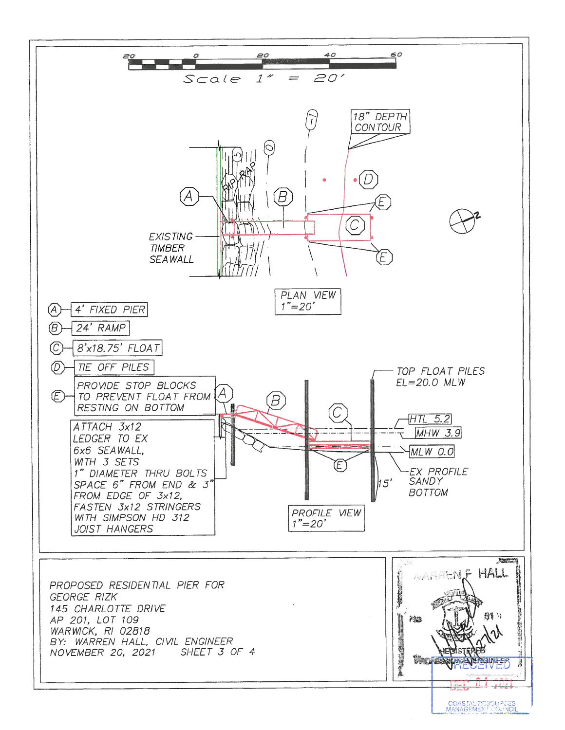Scale 1" = 20'

20 0 20 40 60

18" DEPTH CONTOUR

RIP RAP

EXISTING TIMBER SEAWALL

PLAN VIEW
1"=20'

- (A) 4' FIXED PIER
- (B) 24' RAMP
- (C) 8'x18.75' FLOAT
- (D) TIE OFF PILES
- (E) PROVIDE STOP BLOCKS TO PREVENT FLOAT FROM RESTING ON BOTTOM

ATTACH 3x12 LEDGER TO EX 6x6 SEAWALL, WITH 3 SETS 1" DIAMETER THRU BOLTS SPACE 6" FROM END & 3" FROM EDGE OF 3x12, FASTEN 3x12 STRINGERS WITH SIMPSON HD 312 JOIST HANGERS

TOP FLOAT PILES EL=20.0 MLW

HTL 5.2

MHW 3.9

MLW 0.0

EX PROFILE SANDY BOTTOM

15'

PROFILE VIEW
1"=20'

PROPOSED RESIDENTIAL PIER FOR
GEORGE RIZK
145 CHARLOTTE DRIVE
AP 201, LOT 109
WARWICK, RI 02818
BY: WARREN HALL, CIVIL ENGINEER
NOVEMBER 20, 2021 SHEET 3 OF 4

WARREN F. HALL
REGISTERED PROFESSIONAL ENGINEER

RECEIVED
DEC 01 2021
COASTAL RESOURCES MANAGEMENT COUNCIL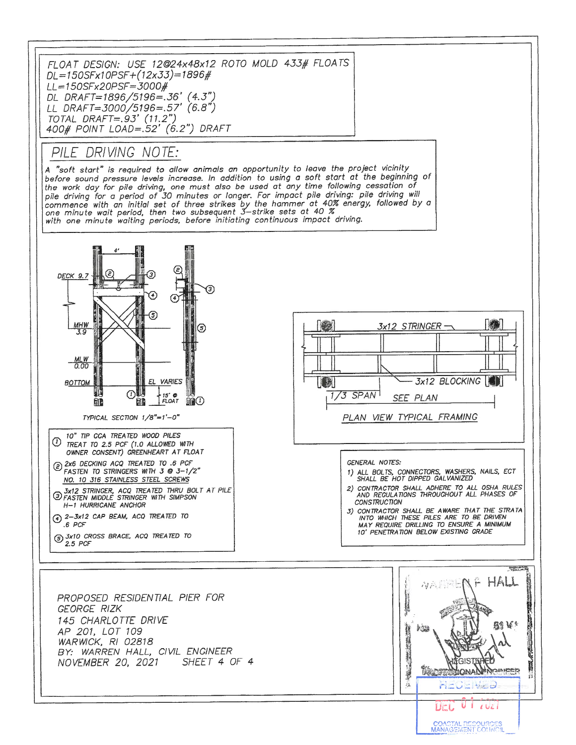FLOAT DESIGN: USE 12@24x48x12 ROTO MOLD 433# FLOATS
DL=150SFx10PSF+(12x33)=1896#
LL=150SFx20PSF=3000#
DL DRAFT=1896/5196=.36' (4.3")
LL DRAFT=3000/5196=.57' (6.8")
TOTAL DRAFT=.93' (11.2")
400# POINT LOAD=.52' (6.2") DRAFT

## PILE DRIVING NOTE:

A "soft start" is required to allow animals an opportunity to leave the project vicinity before sound pressure levels increase. In addition to using a soft start at the beginning of the work day for pile driving, one must also be used at any time following cessation of pile driving for a period of 30 minutes or longer. For impact pile driving: pile driving will commence with an initial set of three strikes by the hammer at 40% energy, followed by a one minute wait period, then two subsequent 3–strike sets at 40 % with one minute waiting periods, before initiating continuous impact driving.

4'

DECK 9.7

MHW 3.9

MLW 0.00

BOTTOM

EL VARIES

15' @ FLOAT

TYPICAL SECTION 1/8"=1'–0"

1. 10" TIP CCA TREATED WOOD PILES TREAT TO 2.5 PCF (1.0 ALLOWED WITH OWNER CONSENT) GREENHEART AT FLOAT
2. 2x6 DECKING ACQ TREATED TO .6 PCF FASTEN TO STRINGERS WITH 3 @ 3–1/2" NO. 10 316 STAINLESS STEEL SCREWS
3. 3x12 STRINGER, ACQ TREATED THRU BOLT AT PILE FASTEN MIDDLE STRINGER WITH SIMPSON H–1 HURRICANE ANCHOR
4. 2–3x12 CAP BEAM, ACQ TREATED TO .6 PCF
5. 3x10 CROSS BRACE, ACQ TREATED TO 2.5 PCF

3x12 STRINGER

3x12 BLOCKING

1/3 SPAN

SEE PLAN

PLAN VIEW TYPICAL FRAMING

GENERAL NOTES:

1) ALL BOLTS, CONNECTORS, WASHERS, NAILS, ECT SHALL BE HOT DIPPED GALVANIZED
2) CONTRACTOR SHALL ADHERE TO ALL OSHA RULES AND REGULATIONS THROUGHOUT ALL PHASES OF CONSTRUCTION
3) CONTRACTOR SHALL BE AWARE THAT THE STRATA INTO WHICH THESE PILES ARE TO BE DRIVEN MAY REQUIRE DRILLING TO ENSURE A MINIMUM 10' PENETRATION BELOW EXISTING GRADE

PROPOSED RESIDENTIAL PIER FOR
GEORGE RIZK
145 CHARLOTTE DRIVE
AP 201, LOT 109
WARWICK, RI 02818
BY: WARREN HALL, CIVIL ENGINEER
NOVEMBER 20, 2021 SHEET 4 OF 4

WARREN F. HALL
REGISTERED PROFESSIONAL ENGINEER

RECEIVED
DEC 01 2021
COASTAL RESOURCES MANAGEMENT COUNCIL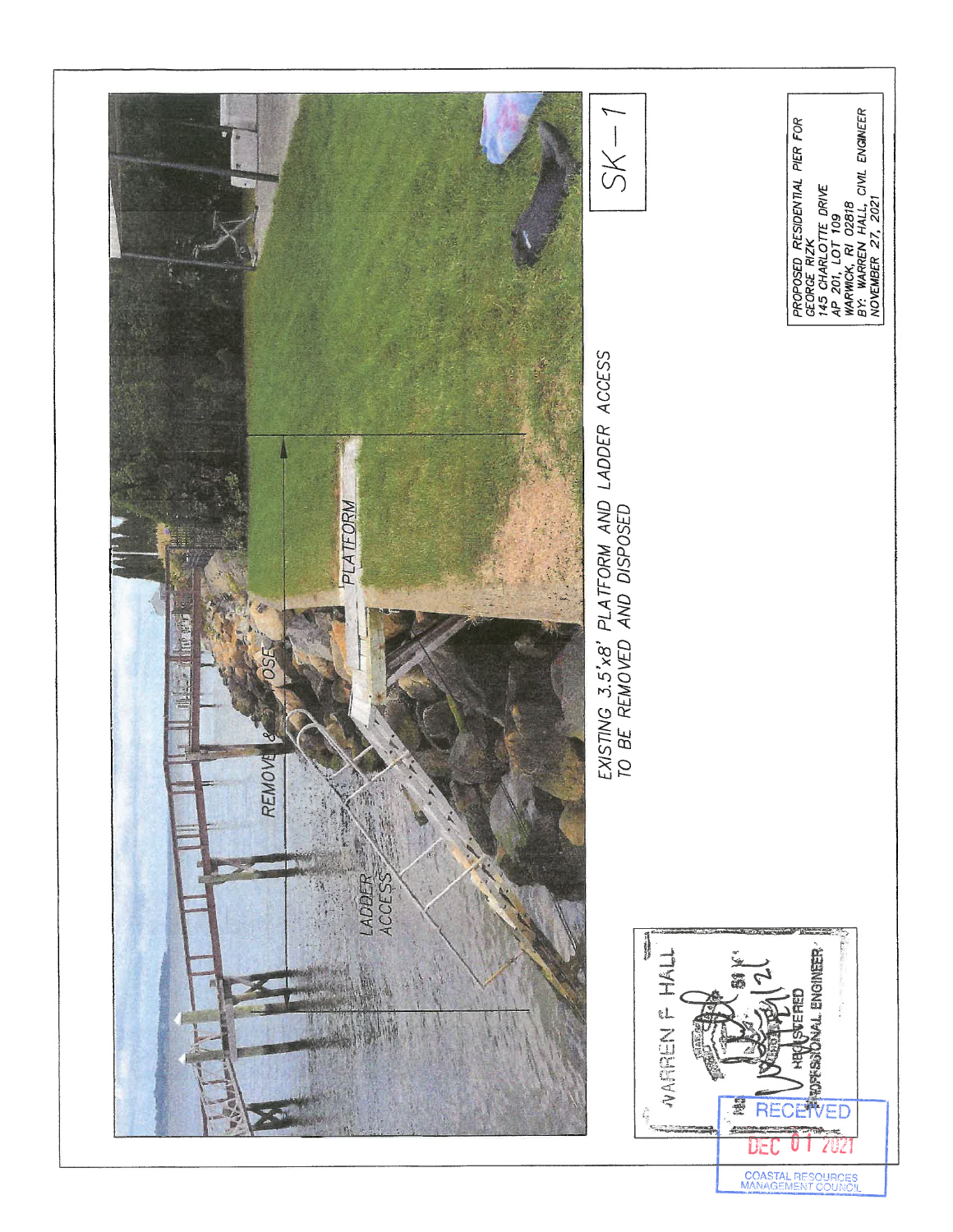SK-1

PLATFORM

REMOVE & DISPOSE

LADDER ACCESS

EXISTING 3.5'x8' PLATFORM AND LADDER ACCESS
TO BE REMOVED AND DISPOSED

PROPOSED RESIDENTIAL PIER FOR
GEORGE RIZK
145 CHARLOTTE DRIVE
AP 201, LOT 109
WARWICK, RI 02818
BY: WARREN HALL, CIVIL ENGINEER
NOVEMBER 27, 2021

WARREN F. HALL
REGISTERED PROFESSIONAL ENGINEER

RECEIVED
DEC 01 2021
COASTAL RESOURCES MANAGEMENT COUNCIL